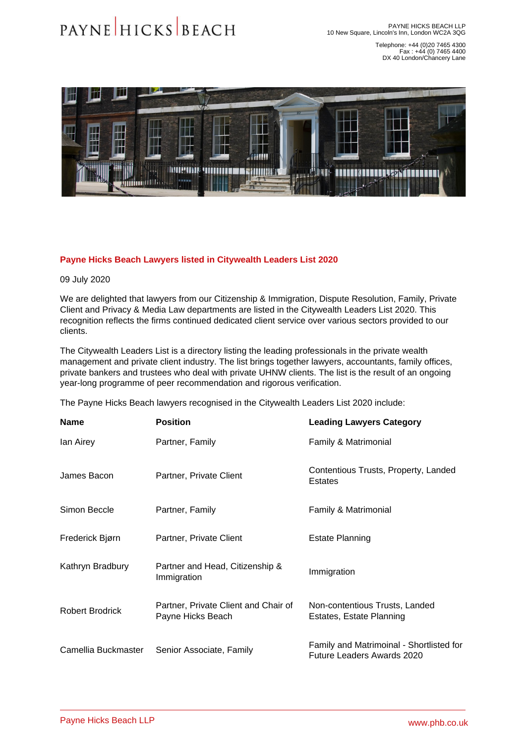PAYNE | HICKS | BEACH

PAYNE HICKS BEACH LLP
10 New Square, Lincoln's Inn, London WC2A 3QG

Telephone: +44 (0)20 7465 4300
Fax : +44 (0) 7465 4400
DX 40 London/Chancery Lane

## Payne Hicks Beach Lawyers listed in Citywealth Leaders List 2020

09 July 2020

We are delighted that lawyers from our Citizenship & Immigration, Dispute Resolution, Family, Private Client and Privacy & Media Law departments are listed in the Citywealth Leaders List 2020. This recognition reflects the firms continued dedicated client service over various sectors provided to our clients.

The Citywealth Leaders List is a directory listing the leading professionals in the private wealth management and private client industry. The list brings together lawyers, accountants, family offices, private bankers and trustees who deal with private UHNW clients. The list is the result of an ongoing year-long programme of peer recommendation and rigorous verification.

The Payne Hicks Beach lawyers recognised in the Citywealth Leaders List 2020 include:

| Name | Position | Leading Lawyers Category |
|---|---|---|
| Ian Airey | Partner, Family | Family & Matrimonial |
| James Bacon | Partner, Private Client | Contentious Trusts, Property, Landed Estates |
| Simon Beccle | Partner, Family | Family & Matrimonial |
| Frederick Bjørn | Partner, Private Client | Estate Planning |
| Kathryn Bradbury | Partner and Head, Citizenship & Immigration | Immigration |
| Robert Brodrick | Partner, Private Client and Chair of Payne Hicks Beach | Non-contentious Trusts, Landed Estates, Estate Planning |
| Camellia Buckmaster | Senior Associate, Family | Family and Matrimoinal - Shortlisted for Future Leaders Awards 2020 |

Payne Hicks Beach LLP www.phb.co.uk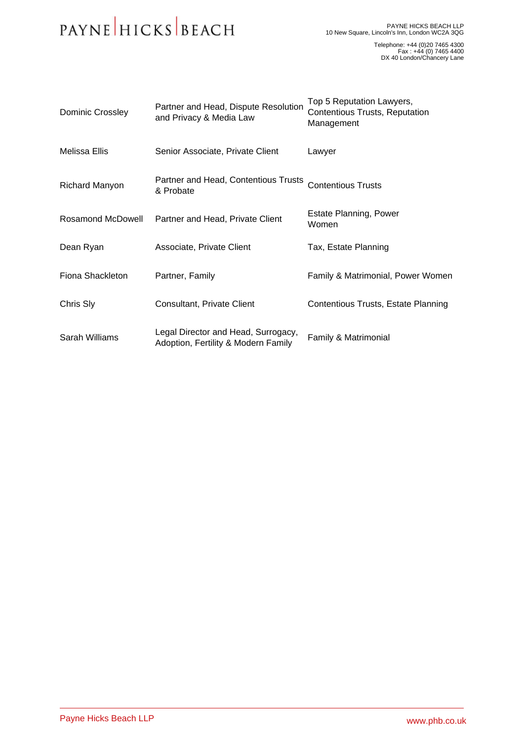| | | |
|---|---|---|
| Dominic Crossley | Partner and Head, Dispute Resolution and Privacy & Media Law | Top 5 Reputation Lawyers, Contentious Trusts, Reputation Management |
| Melissa Ellis | Senior Associate, Private Client | Lawyer |
| Richard Manyon | Partner and Head, Contentious Trusts & Probate | Contentious Trusts |
| Rosamond McDowell | Partner and Head, Private Client | Estate Planning, Power Women |
| Dean Ryan | Associate, Private Client | Tax, Estate Planning |
| Fiona Shackleton | Partner, Family | Family & Matrimonial, Power Women |
| Chris Sly | Consultant, Private Client | Contentious Trusts, Estate Planning |
| Sarah Williams | Legal Director and Head, Surrogacy, Adoption, Fertility & Modern Family | Family & Matrimonial |